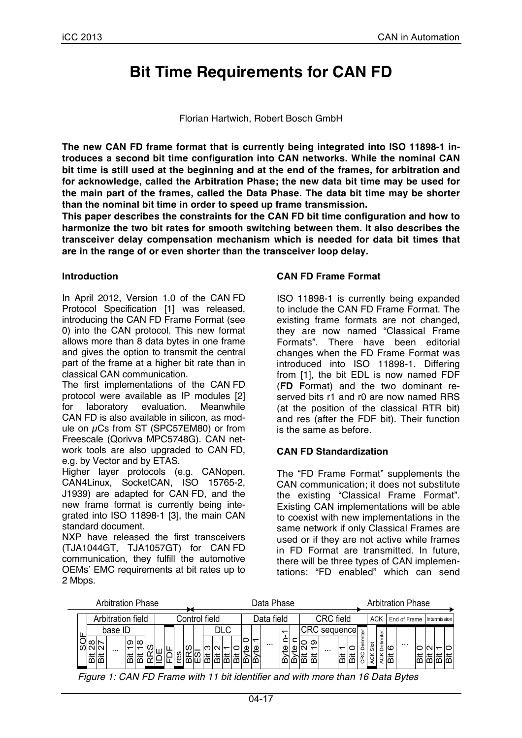# Bit Time Requirements for CAN FD

Florian Hartwich, Robert Bosch GmbH

**The new CAN FD frame format that is currently being integrated into ISO 11898-1 introduces a second bit time configuration into CAN networks. While the nominal CAN bit time is still used at the beginning and at the end of the frames, for arbitration and for acknowledge, called the Arbitration Phase; the new data bit time may be used for the main part of the frames, called the Data Phase. The data bit time may be shorter than the nominal bit time in order to speed up frame transmission.**

**This paper describes the constraints for the CAN FD bit time configuration and how to harmonize the two bit rates for smooth switching between them. It also describes the transceiver delay compensation mechanism which is needed for data bit times that are in the range of or even shorter than the transceiver loop delay.**

## Introduction

In April 2012, Version 1.0 of the CAN FD Protocol Specification [1] was released, introducing the CAN FD Frame Format (see 0) into the CAN protocol. This new format allows more than 8 data bytes in one frame and gives the option to transmit the central part of the frame at a higher bit rate than in classical CAN communication.

The first implementations of the CAN FD protocol were available as IP modules [2] for laboratory evaluation. Meanwhile CAN FD is also available in silicon, as module on µCs from ST (SPC57EM80) or from Freescale (Qorivva MPC5748G). CAN network tools are also upgraded to CAN FD, e.g. by Vector and by ETAS.

Higher layer protocols (e.g. CANopen, CAN4Linux, SocketCAN, ISO 15765-2, J1939) are adapted for CAN FD, and the new frame format is currently being integrated into ISO 11898-1 [3], the main CAN standard document.

NXP have released the first transceivers (TJA1044GT, TJA1057GT) for CAN FD communication, they fulfill the automotive OEMs' EMC requirements at bit rates up to 2 Mbps.

## CAN FD Frame Format

ISO 11898-1 is currently being expanded to include the CAN FD Frame Format. The existing frame formats are not changed, they are now named "Classical Frame Formats". There have been editorial changes when the FD Frame Format was introduced into ISO 11898-1. Differing from [1], the bit EDL is now named FDF (**FD F**ormat) and the two dominant reserved bits r1 and r0 are now named RRS (at the position of the classical RTR bit) and res (after the FDF bit). Their function is the same as before.

## CAN FD Standardization

The "FD Frame Format" supplements the CAN communication; it does not substitute the existing "Classical Frame Format". Existing CAN implementations will be able to coexist with new implementations in the same network if only Classical Frames are used or if they are not active while frames in FD Format are transmitted. In future, there will be three types of CAN implementations: "FD enabled" which can send

| Arbitration Phase | | | | | | | | | | | | | | | | | | | | | | | | | | | | | | | | | | | | |
|---|---|---|---|---|---|---|---|---|---|---|---|---|---|---|---|---|---|---|---|---|---|---|---|---|---|---|---|---|---|---|---|---|---|---|---|---|
| | Arbitration field | | | | | | | Control field | | | | | | | | | Data field | | | | | CRC field | | | | | | ACK | | End of Frame | | | Intermission | | | |
| | base ID | | | | | | | | | | | DLC | | | | | | | | | | CRC sequence | | | | | | | | | | | | | | |
| SOF | Bit 28 | Bit 27 | ... | Bit 19 | Bit 18 | RRS | IDE | FDF | res | BRS | ESI | Bit 3 | Bit 2 | Bit 1 | Bit 0 | Byte 0 | Byte 1 | ... | Byte n-1 | Byte n | Bit 20 | Bit 19 | ... | Bit 1 | Bit 0 | CRC Delimiter | ACK Slot | ACK Delimiter | Bit 6 | ... | Bit 0 | Bit 2 | Bit 1 | Bit 0 | | |

(Phases: Arbitration Phase → Data Phase (from BRS to CRC Delimiter) → Arbitration Phase)

*Figure 1: CAN FD Frame with 11 bit identifier and with more than 16 Data Bytes*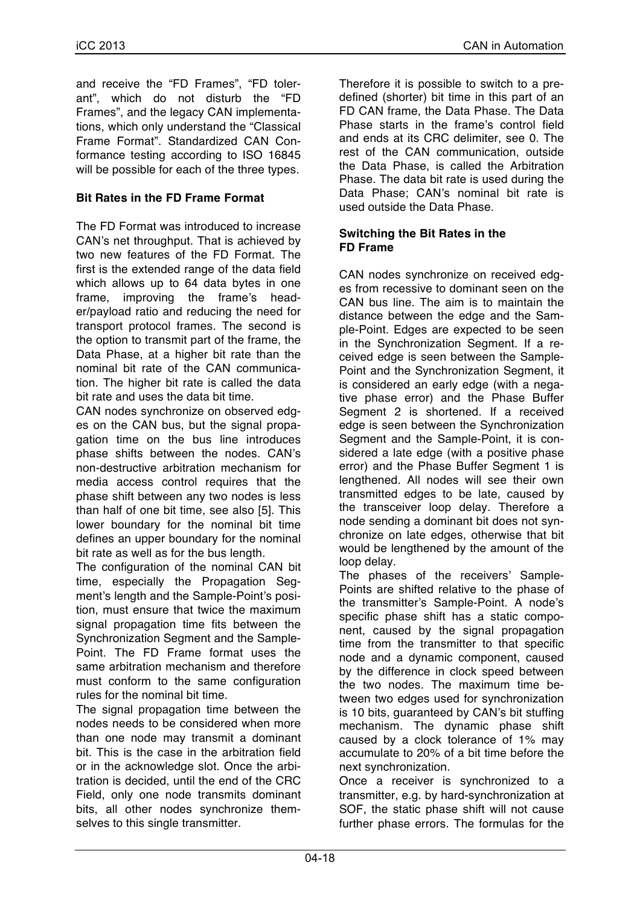and receive the "FD Frames", "FD tolerant", which do not disturb the "FD Frames", and the legacy CAN implementations, which only understand the "Classical Frame Format". Standardized CAN Conformance testing according to ISO 16845 will be possible for each of the three types.

### Bit Rates in the FD Frame Format

The FD Format was introduced to increase CAN's net throughput. That is achieved by two new features of the FD Format. The first is the extended range of the data field which allows up to 64 data bytes in one frame, improving the frame's header/payload ratio and reducing the need for transport protocol frames. The second is the option to transmit part of the frame, the Data Phase, at a higher bit rate than the nominal bit rate of the CAN communication. The higher bit rate is called the data bit rate and uses the data bit time.

CAN nodes synchronize on observed edges on the CAN bus, but the signal propagation time on the bus line introduces phase shifts between the nodes. CAN's non-destructive arbitration mechanism for media access control requires that the phase shift between any two nodes is less than half of one bit time, see also [5]. This lower boundary for the nominal bit time defines an upper boundary for the nominal bit rate as well as for the bus length.

The configuration of the nominal CAN bit time, especially the Propagation Segment's length and the Sample-Point's position, must ensure that twice the maximum signal propagation time fits between the Synchronization Segment and the Sample-Point. The FD Frame format uses the same arbitration mechanism and therefore must conform to the same configuration rules for the nominal bit time.

The signal propagation time between the nodes needs to be considered when more than one node may transmit a dominant bit. This is the case in the arbitration field or in the acknowledge slot. Once the arbitration is decided, until the end of the CRC Field, only one node transmits dominant bits, all other nodes synchronize themselves to this single transmitter.

Therefore it is possible to switch to a predefined (shorter) bit time in this part of an FD CAN frame, the Data Phase. The Data Phase starts in the frame's control field and ends at its CRC delimiter, see 0. The rest of the CAN communication, outside the Data Phase, is called the Arbitration Phase. The data bit rate is used during the Data Phase; CAN's nominal bit rate is used outside the Data Phase.

### Switching the Bit Rates in the FD Frame

CAN nodes synchronize on received edges from recessive to dominant seen on the CAN bus line. The aim is to maintain the distance between the edge and the Sample-Point. Edges are expected to be seen in the Synchronization Segment. If a received edge is seen between the Sample-Point and the Synchronization Segment, it is considered an early edge (with a negative phase error) and the Phase Buffer Segment 2 is shortened. If a received edge is seen between the Synchronization Segment and the Sample-Point, it is considered a late edge (with a positive phase error) and the Phase Buffer Segment 1 is lengthened. All nodes will see their own transmitted edges to be late, caused by the transceiver loop delay. Therefore a node sending a dominant bit does not synchronize on late edges, otherwise that bit would be lengthened by the amount of the loop delay.

The phases of the receivers' Sample-Points are shifted relative to the phase of the transmitter's Sample-Point. A node's specific phase shift has a static component, caused by the signal propagation time from the transmitter to that specific node and a dynamic component, caused by the difference in clock speed between the two nodes. The maximum time between two edges used for synchronization is 10 bits, guaranteed by CAN's bit stuffing mechanism. The dynamic phase shift caused by a clock tolerance of 1% may accumulate to 20% of a bit time before the next synchronization.

Once a receiver is synchronized to a transmitter, e.g. by hard-synchronization at SOF, the static phase shift will not cause further phase errors. The formulas for the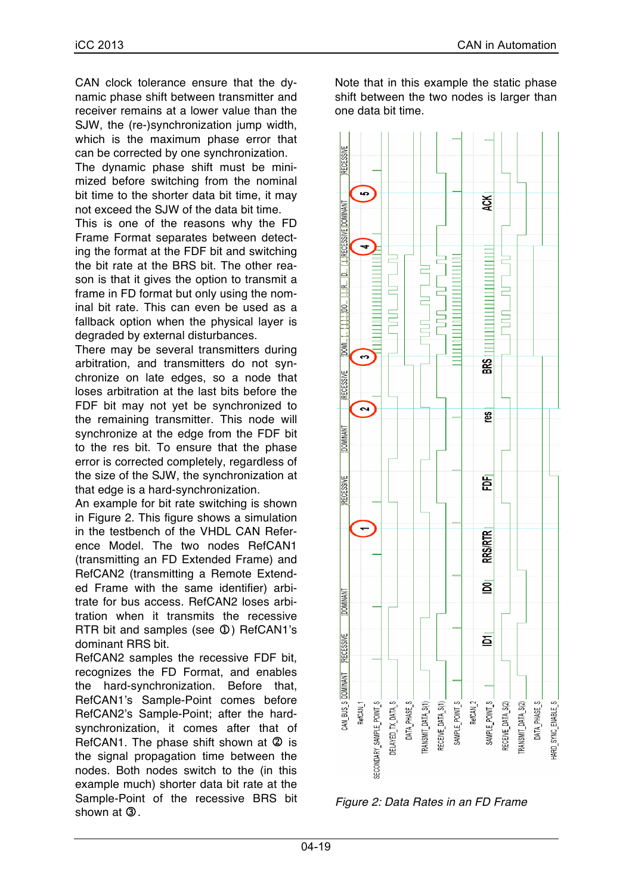CAN clock tolerance ensure that the dynamic phase shift between transmitter and receiver remains at a lower value than the SJW, the (re-)synchronization jump width, which is the maximum phase error that can be corrected by one synchronization.

The dynamic phase shift must be minimized before switching from the nominal bit time to the shorter data bit time, it may not exceed the SJW of the data bit time.

This is one of the reasons why the FD Frame Format separates between detecting the format at the FDF bit and switching the bit rate at the BRS bit. The other reason is that it gives the option to transmit a frame in FD format but only using the nominal bit rate. This can even be used as a fallback option when the physical layer is degraded by external disturbances.

There may be several transmitters during arbitration, and transmitters do not synchronize on late edges, so a node that loses arbitration at the last bits before the FDF bit may not yet be synchronized to the remaining transmitter. This node will synchronize at the edge from the FDF bit to the res bit. To ensure that the phase error is corrected completely, regardless of the size of the SJW, the synchronization at that edge is a hard-synchronization.

An example for bit rate switching is shown in Figure 2. This figure shows a simulation in the testbench of the VHDL CAN Reference Model. The two nodes RefCAN1 (transmitting an FD Extended Frame) and RefCAN2 (transmitting a Remote Extended Frame with the same identifier) arbitrate for bus access. RefCAN2 loses arbitration when it transmits the recessive RTR bit and samples (see ①) RefCAN1's dominant RRS bit.

RefCAN2 samples the recessive FDF bit, recognizes the FD Format, and enables the hard-synchronization. Before that, RefCAN1's Sample-Point comes before RefCAN2's Sample-Point; after the hard-synchronization, it comes after that of RefCAN1. The phase shift shown at ② is the signal propagation time between the nodes. Both nodes switch to the (in this example much) shorter data bit rate at the Sample-Point of the recessive BRS bit shown at ③.

Note that in this example the static phase shift between the two nodes is larger than one data bit time.

*Figure 2: Data Rates in an FD Frame*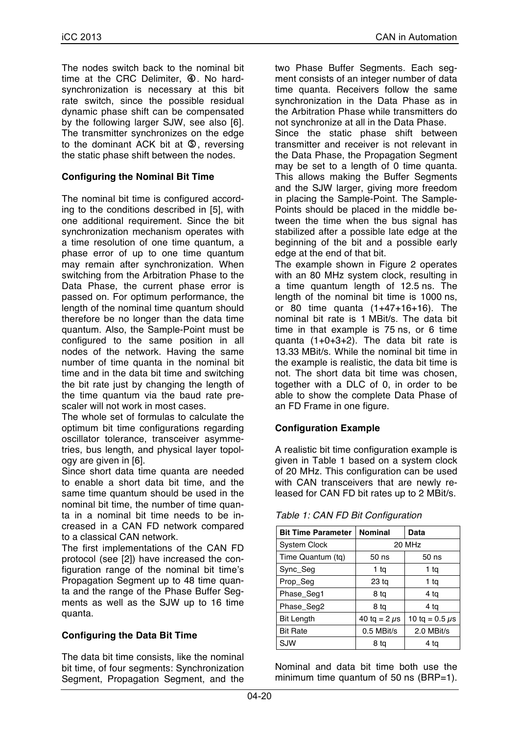The nodes switch back to the nominal bit time at the CRC Delimiter, ④. No hard-synchronization is necessary at this bit rate switch, since the possible residual dynamic phase shift can be compensated by the following larger SJW, see also [6]. The transmitter synchronizes on the edge to the dominant ACK bit at ⑤, reversing the static phase shift between the nodes.

### Configuring the Nominal Bit Time

The nominal bit time is configured according to the conditions described in [5], with one additional requirement. Since the bit synchronization mechanism operates with a time resolution of one time quantum, a phase error of up to one time quantum may remain after synchronization. When switching from the Arbitration Phase to the Data Phase, the current phase error is passed on. For optimum performance, the length of the nominal time quantum should therefore be no longer than the data time quantum. Also, the Sample-Point must be configured to the same position in all nodes of the network. Having the same number of time quanta in the nominal bit time and in the data bit time and switching the bit rate just by changing the length of the time quantum via the baud rate prescaler will not work in most cases.

The whole set of formulas to calculate the optimum bit time configurations regarding oscillator tolerance, transceiver asymmetries, bus length, and physical layer topology are given in [6].

Since short data time quanta are needed to enable a short data bit time, and the same time quantum should be used in the nominal bit time, the number of time quanta in a nominal bit time needs to be increased in a CAN FD network compared to a classical CAN network.

The first implementations of the CAN FD protocol (see [2]) have increased the configuration range of the nominal bit time's Propagation Segment up to 48 time quanta and the range of the Phase Buffer Segments as well as the SJW up to 16 time quanta.

### Configuring the Data Bit Time

The data bit time consists, like the nominal bit time, of four segments: Synchronization Segment, Propagation Segment, and the two Phase Buffer Segments. Each segment consists of an integer number of data time quanta. Receivers follow the same synchronization in the Data Phase as in the Arbitration Phase while transmitters do not synchronize at all in the Data Phase.

Since the static phase shift between transmitter and receiver is not relevant in the Data Phase, the Propagation Segment may be set to a length of 0 time quanta. This allows making the Buffer Segments and the SJW larger, giving more freedom in placing the Sample-Point. The Sample-Points should be placed in the middle between the time when the bus signal has stabilized after a possible late edge at the beginning of the bit and a possible early edge at the end of that bit.

The example shown in Figure 2 operates with an 80 MHz system clock, resulting in a time quantum length of 12.5 ns. The length of the nominal bit time is 1000 ns, or 80 time quanta (1+47+16+16). The nominal bit rate is 1 MBit/s. The data bit time in that example is 75 ns, or 6 time quanta (1+0+3+2). The data bit rate is 13.33 MBit/s. While the nominal bit time in the example is realistic, the data bit time is not. The short data bit time was chosen, together with a DLC of 0, in order to be able to show the complete Data Phase of an FD Frame in one figure.

### Configuration Example

A realistic bit time configuration example is given in Table 1 based on a system clock of 20 MHz. This configuration can be used with CAN transceivers that are newly released for CAN FD bit rates up to 2 MBit/s.

*Table 1: CAN FD Bit Configuration*

| Bit Time Parameter | Nominal | Data |
|---|---|---|
| System Clock | 20 MHz | |
| Time Quantum (tq) | 50 ns | 50 ns |
| Sync_Seg | 1 tq | 1 tq |
| Prop_Seg | 23 tq | 1 tq |
| Phase_Seg1 | 8 tq | 4 tq |
| Phase_Seg2 | 8 tq | 4 tq |
| Bit Length | 40 tq = 2 $\mu s$ | 10 tq = 0.5 $\mu s$ |
| Bit Rate | 0.5 MBit/s | 2.0 MBit/s |
| SJW | 8 tq | 4 tq |

Nominal and data bit time both use the minimum time quantum of 50 ns (BRP=1).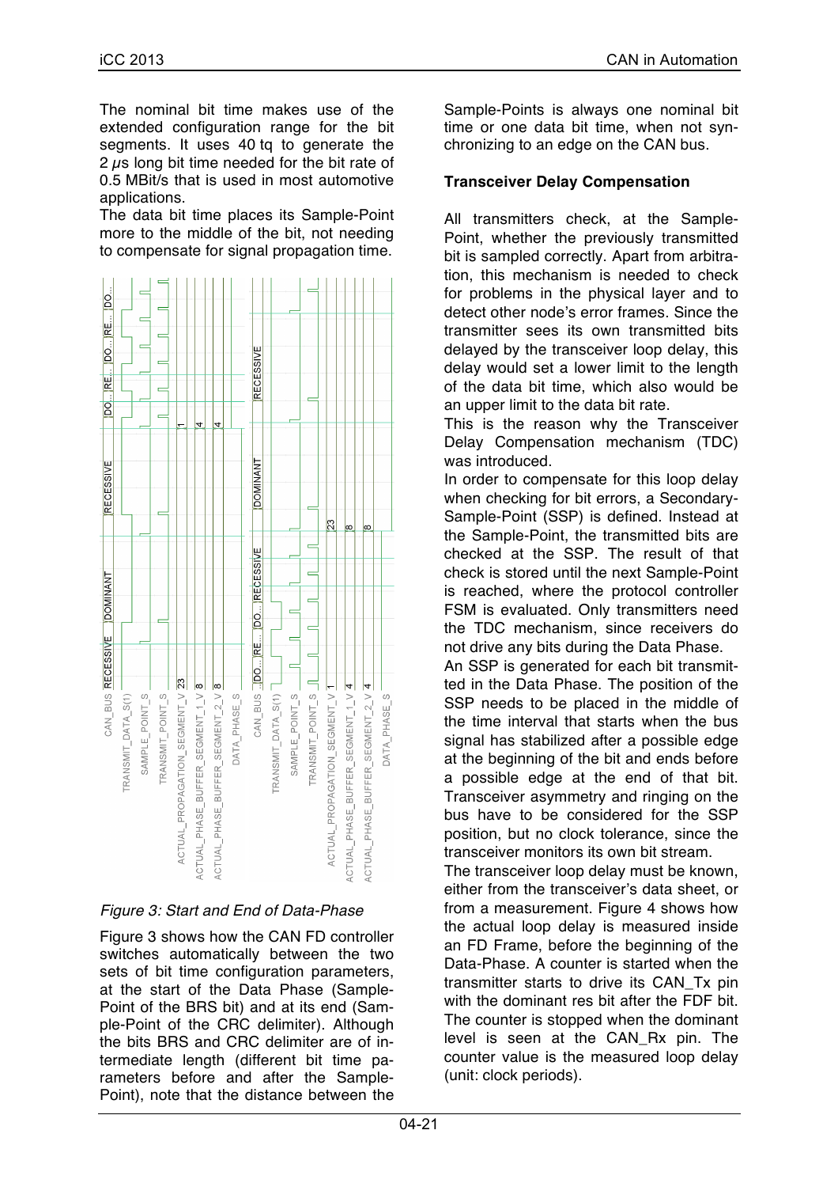The nominal bit time makes use of the extended configuration range for the bit segments. It uses 40 tq to generate the 2 $\mu$s long bit time needed for the bit rate of 0.5 MBit/s that is used in most automotive applications.

The data bit time places its Sample-Point more to the middle of the bit, not needing to compensate for signal propagation time.

*Figure 3: Start and End of Data-Phase*

Figure 3 shows how the CAN FD controller switches automatically between the two sets of bit time configuration parameters, at the start of the Data Phase (Sample-Point of the BRS bit) and at its end (Sample-Point of the CRC delimiter). Although the bits BRS and CRC delimiter are of intermediate length (different bit time parameters before and after the Sample-Point), note that the distance between the Sample-Points is always one nominal bit time or one data bit time, when not synchronizing to an edge on the CAN bus.

**Transceiver Delay Compensation**

All transmitters check, at the Sample-Point, whether the previously transmitted bit is sampled correctly. Apart from arbitration, this mechanism is needed to check for problems in the physical layer and to detect other node's error frames. Since the transmitter sees its own transmitted bits delayed by the transceiver loop delay, this delay would set a lower limit to the length of the data bit time, which also would be an upper limit to the data bit rate.

This is the reason why the Transceiver Delay Compensation mechanism (TDC) was introduced.

In order to compensate for this loop delay when checking for bit errors, a Secondary-Sample-Point (SSP) is defined. Instead at the Sample-Point, the transmitted bits are checked at the SSP. The result of that check is stored until the next Sample-Point is reached, where the protocol controller FSM is evaluated. Only transmitters need the TDC mechanism, since receivers do not drive any bits during the Data Phase.

An SSP is generated for each bit transmitted in the Data Phase. The position of the SSP needs to be placed in the middle of the time interval that starts when the bus signal has stabilized after a possible edge at the beginning of the bit and ends before a possible edge at the end of that bit. Transceiver asymmetry and ringing on the bus have to be considered for the SSP position, but no clock tolerance, since the transceiver monitors its own bit stream.

The transceiver loop delay must be known, either from the transceiver's data sheet, or from a measurement. Figure 4 shows how the actual loop delay is measured inside an FD Frame, before the beginning of the Data-Phase. A counter is started when the transmitter starts to drive its CAN_Tx pin with the dominant res bit after the FDF bit. The counter is stopped when the dominant level is seen at the CAN_Rx pin. The counter value is the measured loop delay (unit: clock periods).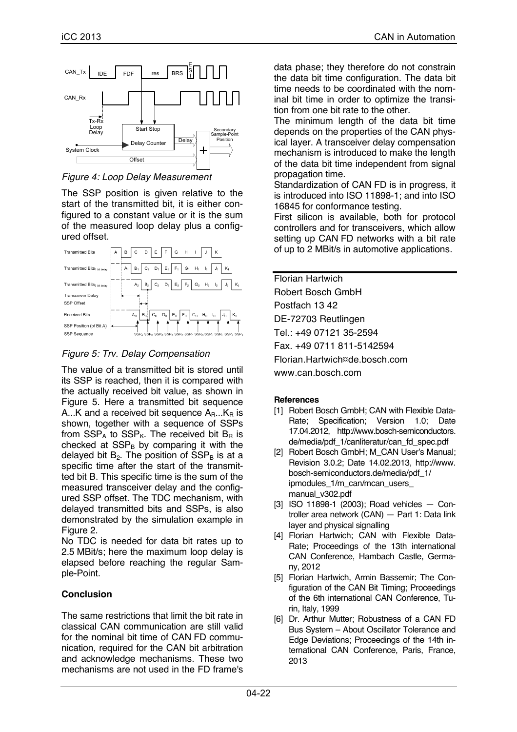CAN_Tx IDE FDF res BRS ESI

CAN_Rx

Tx-Rx Loop Delay

Start Stop

Delay Counter

Delay

Secondary Sample-Point Position

System Clock

Offset

*Figure 4: Loop Delay Measurement*

The SSP position is given relative to the start of the transmitted bit, it is either configured to a constant value or it is the sum of the measured loop delay plus a configured offset.

Transmitted Bits

Transmitted Bits1 bit delay

Transmitted Bits2 bit delay

Transceiver Delay

SSP Offset

Received Bits

SSP Position (of Bit A)

SSP Sequence

*Figure 5: Trv. Delay Compensation*

The value of a transmitted bit is stored until its SSP is reached, then it is compared with the actually received bit value, as shown in Figure 5. Here a transmitted bit sequence A...K and a received bit sequence $A_R$...$K_R$ is shown, together with a sequence of SSPs from $SSP_A$ to $SSP_K$. The received bit $B_R$ is checked at $SSP_B$ by comparing it with the delayed bit $B_2$. The position of $SSP_B$ is at a specific time after the start of the transmitted bit B. This specific time is the sum of the measured transceiver delay and the configured SSP offset. The TDC mechanism, with delayed transmitted bits and SSPs, is also demonstrated by the simulation example in Figure 2.

No TDC is needed for data bit rates up to 2.5 MBit/s; here the maximum loop delay is elapsed before reaching the regular Sample-Point.

## Conclusion

The same restrictions that limit the bit rate in classical CAN communication are still valid for the nominal bit time of CAN FD communication, required for the CAN bit arbitration and acknowledge mechanisms. These two mechanisms are not used in the FD frame's data phase; they therefore do not constrain the data bit time configuration. The data bit time needs to be coordinated with the nominal bit time in order to optimize the transition from one bit rate to the other.

The minimum length of the data bit time depends on the properties of the CAN physical layer. A transceiver delay compensation mechanism is introduced to make the length of the data bit time independent from signal propagation time.

Standardization of CAN FD is in progress, it is introduced into ISO 11898-1; and into ISO 16845 for conformance testing.

First silicon is available, both for protocol controllers and for transceivers, which allow setting up CAN FD networks with a bit rate of up to 2 MBit/s in automotive applications.

---

Florian Hartwich
Robert Bosch GmbH
Postfach 13 42
DE-72703 Reutlingen
Tel.: +49 07121 35-2594
Fax. +49 0711 811-5142594
Florian.Hartwich¤de.bosch.com
www.can.bosch.com

### References

[1] Robert Bosch GmbH; CAN with Flexible Data-Rate; Specification; Version 1.0; Date 17.04.2012, http://www.bosch-semiconductors.de/media/pdf_1/canliteratur/can_fd_spec.pdf

[2] Robert Bosch GmbH; M_CAN User's Manual; Revision 3.0.2; Date 14.02.2013, http://www.bosch-semiconductors.de/media/pdf_1/ipmodules_1/m_can/mcan_users_manual_v302.pdf

[3] ISO 11898-1 (2003); Road vehicles — Controller area network (CAN) — Part 1: Data link layer and physical signalling

[4] Florian Hartwich; CAN with Flexible Data-Rate; Proceedings of the 13th international CAN Conference, Hambach Castle, Germany, 2012

[5] Florian Hartwich, Armin Bassemir; The Configuration of the CAN Bit Timing; Proceedings of the 6th international CAN Conference, Turin, Italy, 1999

[6] Dr. Arthur Mutter; Robustness of a CAN FD Bus System – About Oscillator Tolerance and Edge Deviations; Proceedings of the 14th international CAN Conference, Paris, France, 2013